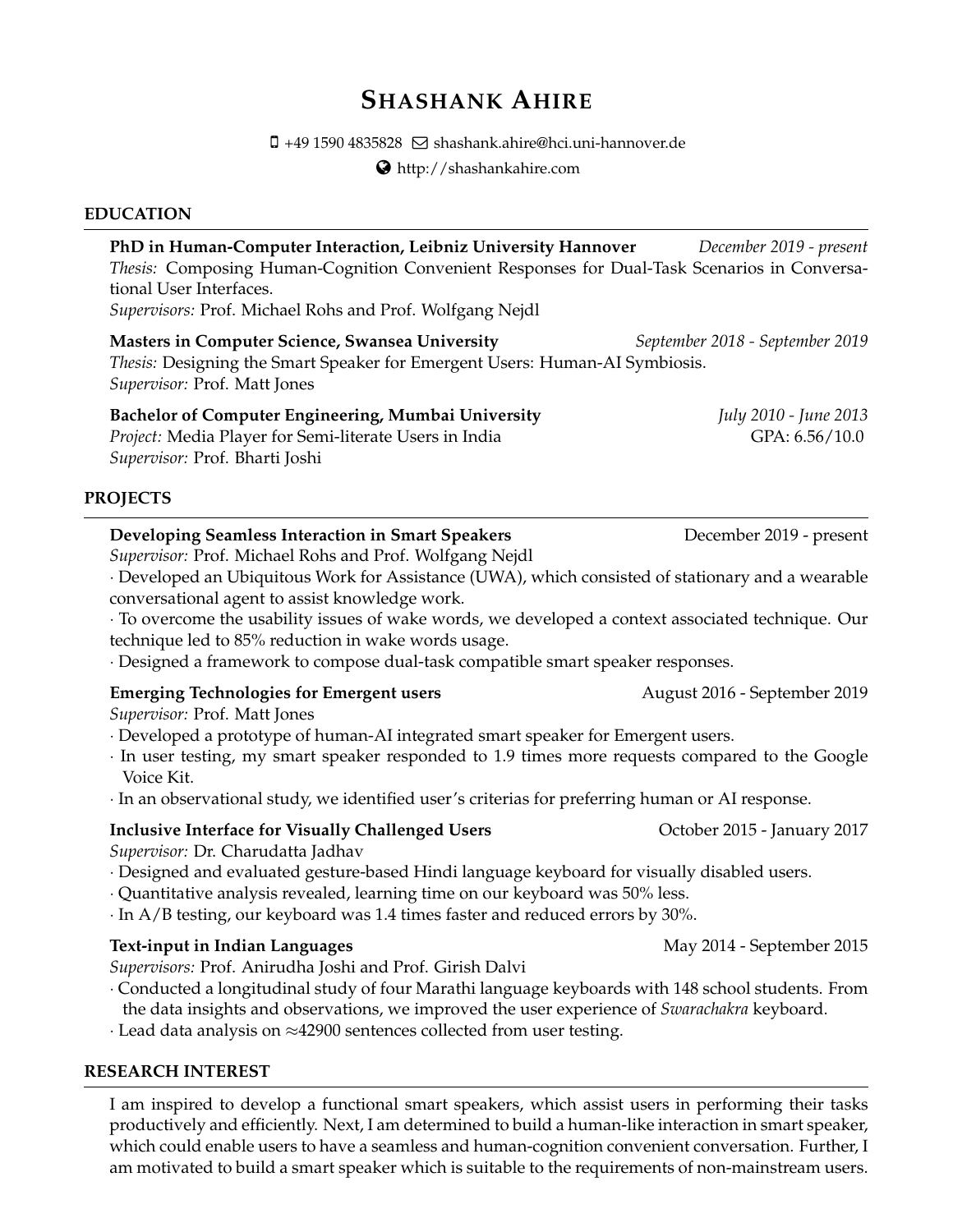# SHASHANK AHIRE

+49 1590 4835828 shashank.ahire@hci.uni-hannover.de

http://shashankahire.com

## EDUCATION

**PhD in Human-Computer Interaction, Leibniz University Hannover** *December 2019 - present*
*Thesis:* Composing Human-Cognition Convenient Responses for Dual-Task Scenarios in Conversational User Interfaces.
*Supervisors:* Prof. Michael Rohs and Prof. Wolfgang Nejdl

**Masters in Computer Science, Swansea University** *September 2018 - September 2019*
*Thesis:* Designing the Smart Speaker for Emergent Users: Human-AI Symbiosis.
*Supervisor:* Prof. Matt Jones

**Bachelor of Computer Engineering, Mumbai University** *July 2010 - June 2013*
*Project:* Media Player for Semi-literate Users in India — GPA: 6.56/10.0
*Supervisor:* Prof. Bharti Joshi

## PROJECTS

**Developing Seamless Interaction in Smart Speakers** December 2019 - present
*Supervisor:* Prof. Michael Rohs and Prof. Wolfgang Nejdl

- Developed an Ubiquitous Work for Assistance (UWA), which consisted of stationary and a wearable conversational agent to assist knowledge work.
- To overcome the usability issues of wake words, we developed a context associated technique. Our technique led to 85% reduction in wake words usage.
- Designed a framework to compose dual-task compatible smart speaker responses.

**Emerging Technologies for Emergent users** August 2016 - September 2019
*Supervisor:* Prof. Matt Jones

- Developed a prototype of human-AI integrated smart speaker for Emergent users.
- In user testing, my smart speaker responded to 1.9 times more requests compared to the Google Voice Kit.
- In an observational study, we identified user's criterias for preferring human or AI response.

**Inclusive Interface for Visually Challenged Users** October 2015 - January 2017
*Supervisor:* Dr. Charudatta Jadhav

- Designed and evaluated gesture-based Hindi language keyboard for visually disabled users.
- Quantitative analysis revealed, learning time on our keyboard was 50% less.
- In A/B testing, our keyboard was 1.4 times faster and reduced errors by 30%.

**Text-input in Indian Languages** May 2014 - September 2015
*Supervisors:* Prof. Anirudha Joshi and Prof. Girish Dalvi

- Conducted a longitudinal study of four Marathi language keyboards with 148 school students. From the data insights and observations, we improved the user experience of *Swarachakra* keyboard.
- Lead data analysis on $\approx$42900 sentences collected from user testing.

## RESEARCH INTEREST

I am inspired to develop a functional smart speakers, which assist users in performing their tasks productively and efficiently. Next, I am determined to build a human-like interaction in smart speaker, which could enable users to have a seamless and human-cognition convenient conversation. Further, I am motivated to build a smart speaker which is suitable to the requirements of non-mainstream users.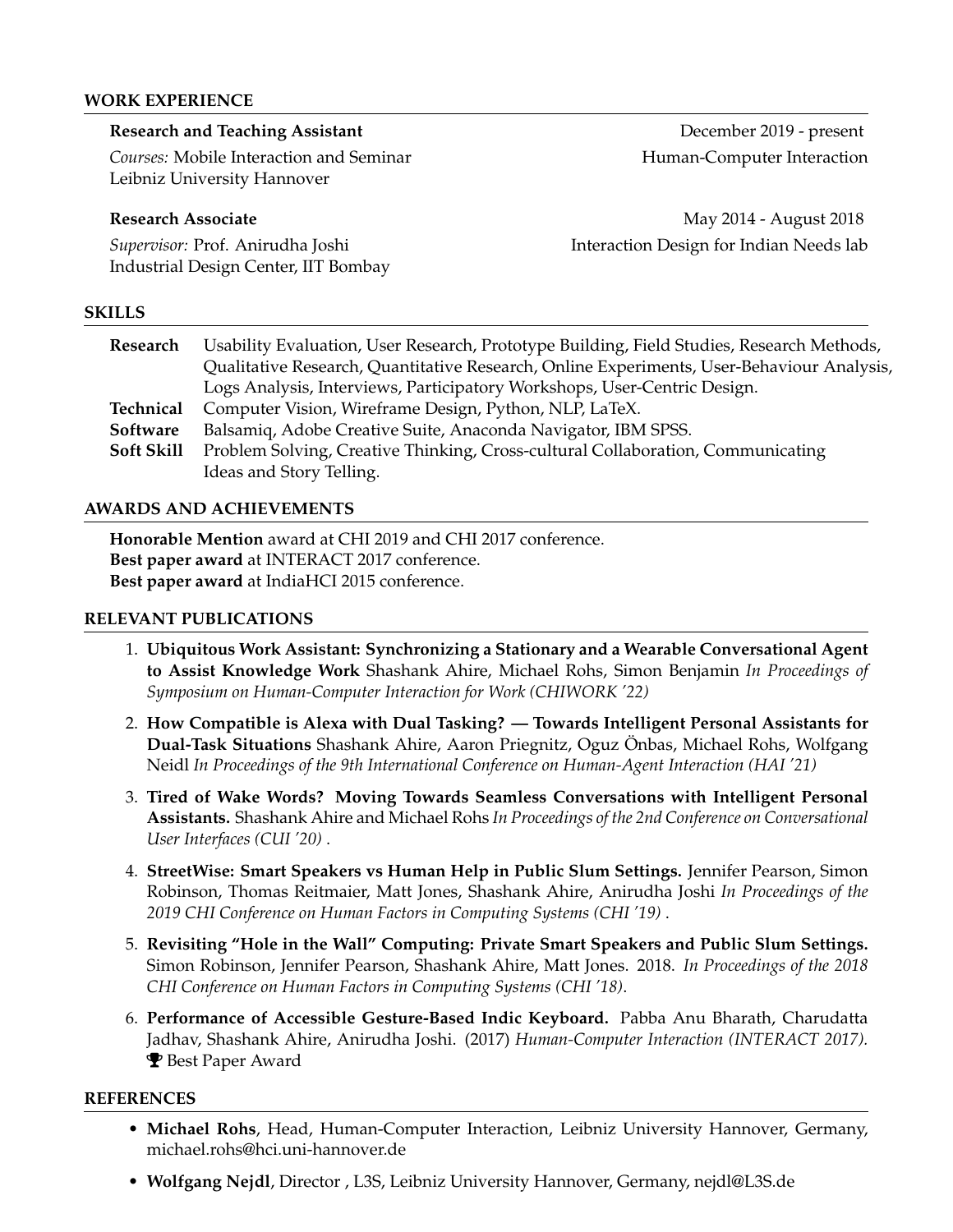## WORK EXPERIENCE

**Research and Teaching Assistant** — December 2019 - present
*Courses:* Mobile Interaction and Seminar — Human-Computer Interaction
Leibniz University Hannover

**Research Associate** — May 2014 - August 2018
*Supervisor:* Prof. Anirudha Joshi — Interaction Design for Indian Needs lab
Industrial Design Center, IIT Bombay

## SKILLS

| | |
|---|---|
| **Research** | Usability Evaluation, User Research, Prototype Building, Field Studies, Research Methods, Qualitative Research, Quantitative Research, Online Experiments, User-Behaviour Analysis, Logs Analysis, Interviews, Participatory Workshops, User-Centric Design. |
| **Technical** | Computer Vision, Wireframe Design, Python, NLP, LaTeX. |
| **Software** | Balsamiq, Adobe Creative Suite, Anaconda Navigator, IBM SPSS. |
| **Soft Skill** | Problem Solving, Creative Thinking, Cross-cultural Collaboration, Communicating Ideas and Story Telling. |

## AWARDS AND ACHIEVEMENTS

**Honorable Mention** award at CHI 2019 and CHI 2017 conference.
**Best paper award** at INTERACT 2017 conference.
**Best paper award** at IndiaHCI 2015 conference.

## RELEVANT PUBLICATIONS

1. **Ubiquitous Work Assistant: Synchronizing a Stationary and a Wearable Conversational Agent to Assist Knowledge Work** Shashank Ahire, Michael Rohs, Simon Benjamin *In Proceedings of Symposium on Human-Computer Interaction for Work (CHIWORK '22)*

2. **How Compatible is Alexa with Dual Tasking? — Towards Intelligent Personal Assistants for Dual-Task Situations** Shashank Ahire, Aaron Priegnitz, Oguz Önbas, Michael Rohs, Wolfgang Neidl *In Proceedings of the 9th International Conference on Human-Agent Interaction (HAI '21)*

3. **Tired of Wake Words? Moving Towards Seamless Conversations with Intelligent Personal Assistants.** Shashank Ahire and Michael Rohs *In Proceedings of the 2nd Conference on Conversational User Interfaces (CUI '20)* .

4. **StreetWise: Smart Speakers vs Human Help in Public Slum Settings.** Jennifer Pearson, Simon Robinson, Thomas Reitmaier, Matt Jones, Shashank Ahire, Anirudha Joshi *In Proceedings of the 2019 CHI Conference on Human Factors in Computing Systems (CHI '19)* .

5. **Revisiting "Hole in the Wall" Computing: Private Smart Speakers and Public Slum Settings.** Simon Robinson, Jennifer Pearson, Shashank Ahire, Matt Jones. 2018. *In Proceedings of the 2018 CHI Conference on Human Factors in Computing Systems (CHI '18)*.

6. **Performance of Accessible Gesture-Based Indic Keyboard.** Pabba Anu Bharath, Charudatta Jadhav, Shashank Ahire, Anirudha Joshi. (2017) *Human-Computer Interaction (INTERACT 2017).* 🏆 Best Paper Award

## REFERENCES

- **Michael Rohs**, Head, Human-Computer Interaction, Leibniz University Hannover, Germany, michael.rohs@hci.uni-hannover.de
- **Wolfgang Nejdl**, Director , L3S, Leibniz University Hannover, Germany, nejdl@L3S.de